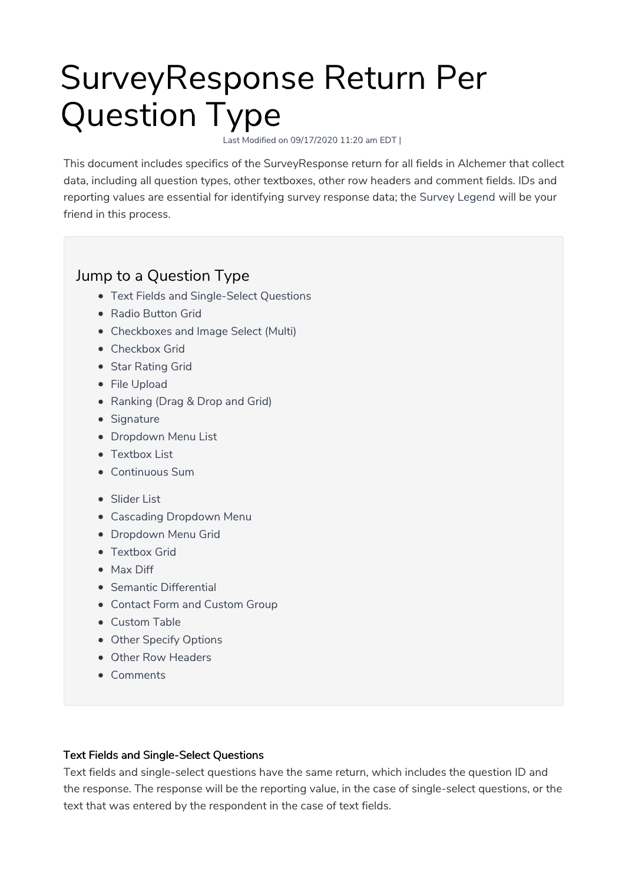# SurveyResponse Return Per Question Type

Last Modified on 09/17/2020 11:20 am EDT |

This document includes specifics of the SurveyResponse return for all fields in Alchemer that collect data, including all question types, other textboxes, other row headers and comment fields. IDs and reporting values are essential for identifying survey response data; the Survey Legend will be your friend in this process.

## Jump to a Question Type

- Text Fields and Single-Select Questions
- Radio Button Grid
- Checkboxes and Image Select (Multi)
- Checkbox Grid
- Star Rating Grid
- File Upload
- Ranking (Drag & Drop and Grid)
- Signature
- Dropdown Menu List
- Textbox List
- Continuous Sum
- Slider List
- Cascading Dropdown Menu
- Dropdown Menu Grid
- Textbox Grid
- Max Diff
- Semantic Differential
- Contact Form and Custom Group
- Custom Table
- Other Specify Options
- Other Row Headers
- Comments

#### Text Fields and Single-Select Questions

Text fields and single-select questions have the same return, which includes the question ID and the response. The response will be the reporting value, in the case of single-select questions, or the text that was entered by the respondent in the case of text fields.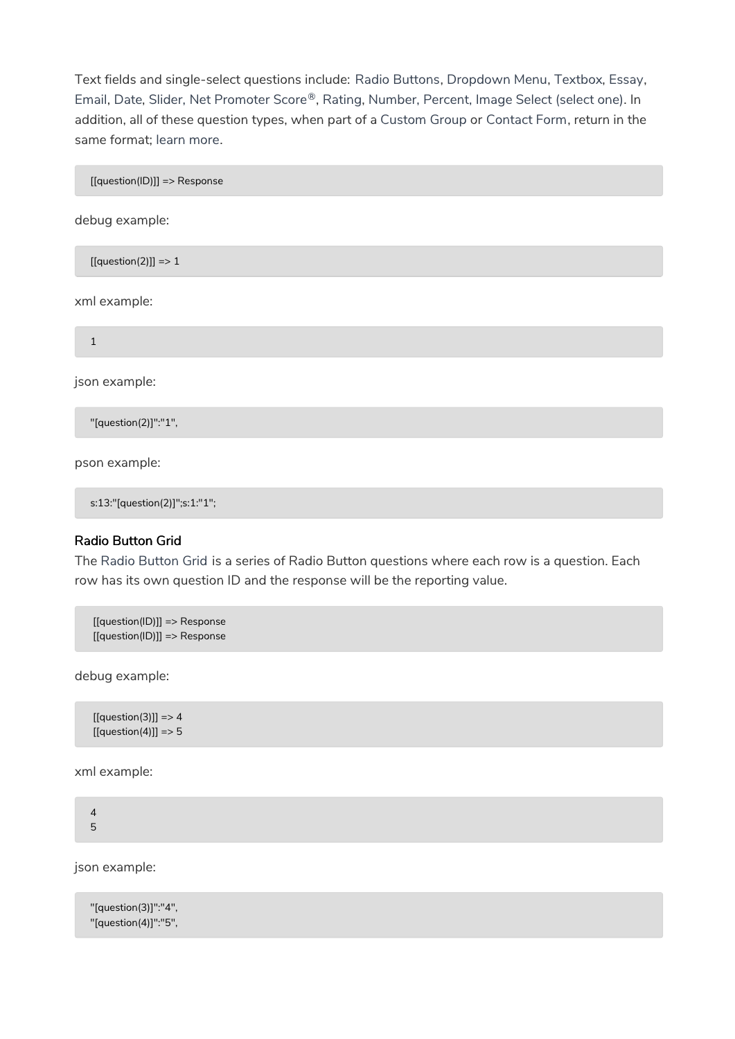Text fields and single-select questions include: Radio Buttons, Dropdown Menu, Textbox, Essay, Email, Date, Slider, Net Promoter Score®, Rating, Number, Percent, Image Select (select one). In addition, all of these question types, when part of a Custom Group or Contact Form, return in the same format; learn more.

```
[[question(ID)]] => Response
```

debug example:

```
[[question(2)]] => 1
```

xml example:

```
1
```

json example:

```
"[question(2)]":"1",
```

pson example:

```
s:13:"[question(2)]";s:1:"1";
```

### Radio Button Grid

The Radio Button Grid is a series of Radio Button questions where each row is a question. Each row has its own question ID and the response will be the reporting value.

```
[[question(ID)]] => Response
[[question(ID)]] => Response
```

debug example:

```
[[question(3)]] => 4
[[question(4)]] => 5
```

xml example:

```
4
5
```

json example:

```
"[question(3)]":"4",
"[question(4)]":"5",
```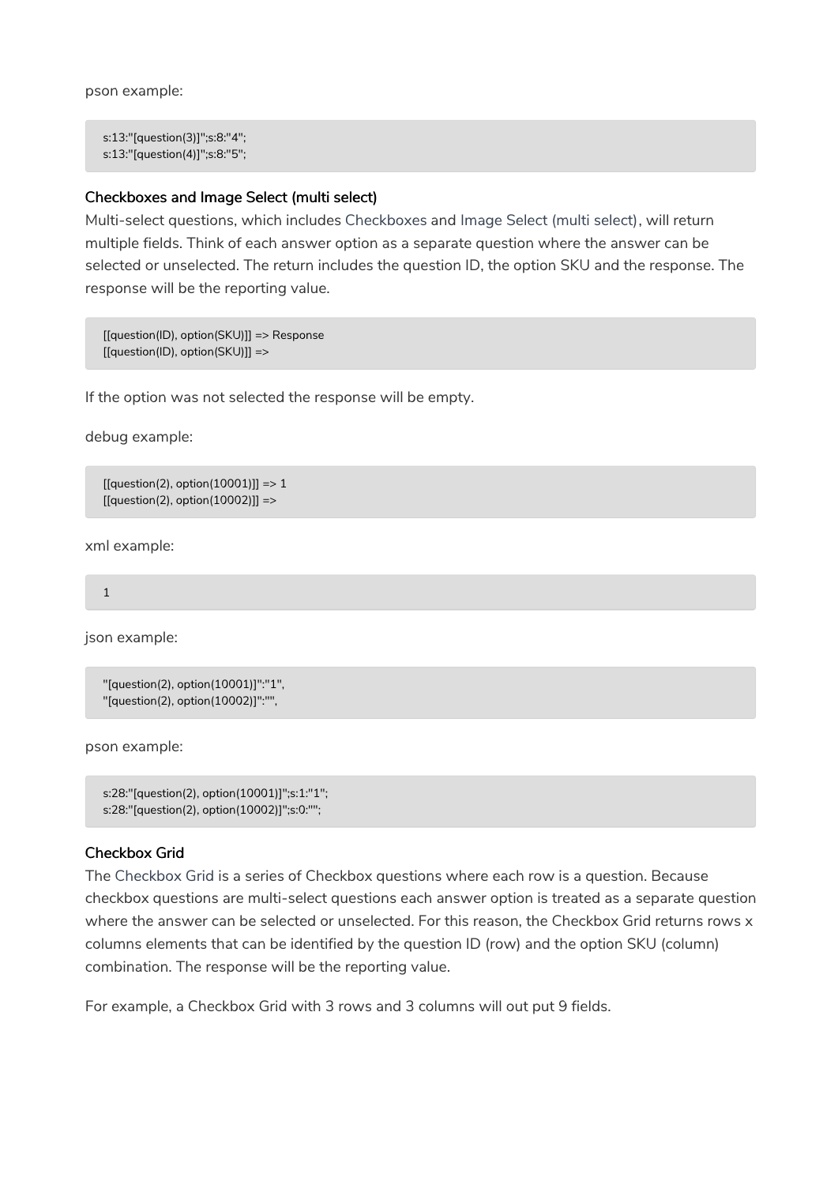pson example:

```
s:13:"[question(3)]";s:8:"4";
s:13:"[question(4)]";s:8:"5";
```

### Checkboxes and Image Select (multi select)

Multi-select questions, which includes Checkboxes and Image Select (multi select), will return multiple fields. Think of each answer option as a separate question where the answer can be selected or unselected. The return includes the question ID, the option SKU and the response. The response will be the reporting value.

```
[[question(ID), option(SKU)]] => Response
[[question(ID), option(SKU)]] =>
```

If the option was not selected the response will be empty.

debug example:

```
[[question(2), option(10001)]] => 1
[[question(2), option(10002)]] =>
```

xml example:

```
1
```

json example:

```
"[question(2), option(10001)]":"1",
"[question(2), option(10002)]":"",
```

pson example:

```
s:28:"[question(2), option(10001)]";s:1:"1";
s:28:"[question(2), option(10002)]";s:0:"";
```

### Checkbox Grid

The Checkbox Grid is a series of Checkbox questions where each row is a question. Because checkbox questions are multi-select questions each answer option is treated as a separate question where the answer can be selected or unselected. For this reason, the Checkbox Grid returns rows x columns elements that can be identified by the question ID (row) and the option SKU (column) combination. The response will be the reporting value.

For example, a Checkbox Grid with 3 rows and 3 columns will out put 9 fields.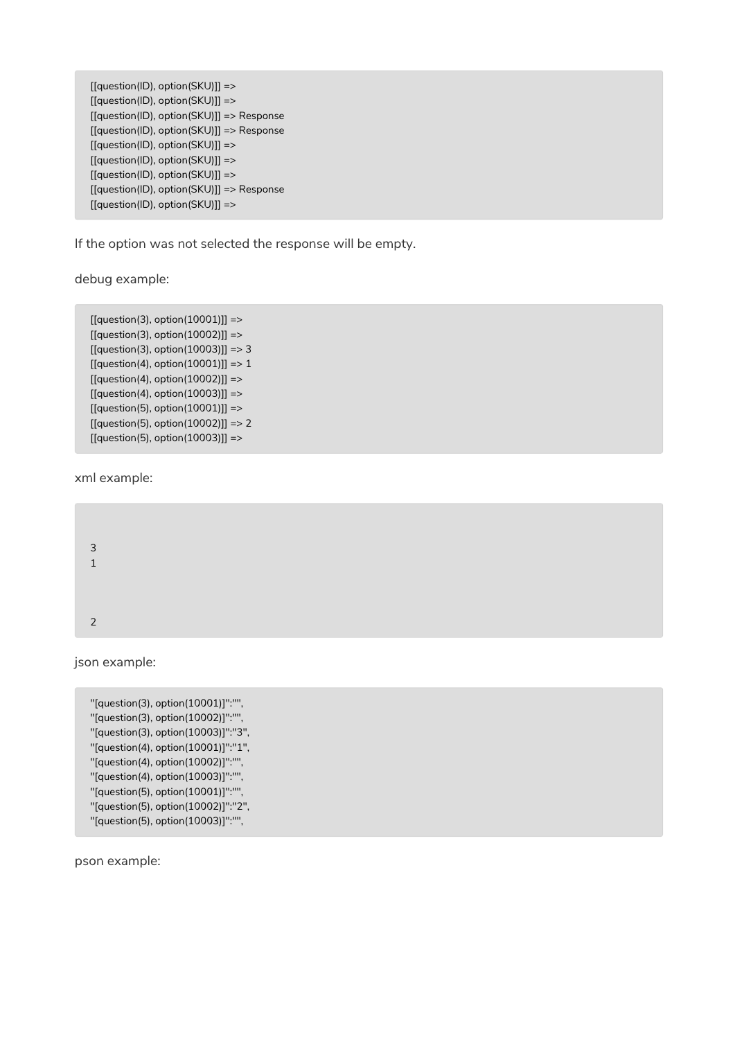```
[[question(ID), option(SKU)]] =>
[[question(ID), option(SKU)]] =>
[[question(ID), option(SKU)]] => Response
[[question(ID), option(SKU)]] => Response
[[question(ID), option(SKU)]] =>
[[question(ID), option(SKU)]] =>
[[question(ID), option(SKU)]] =>
[[question(ID), option(SKU)]] => Response
[[question(ID), option(SKU)]] =>
```

If the option was not selected the response will be empty.

debug example:

```
[[question(3), option(10001)]] =>
[[question(3), option(10002)]] =>
[[question(3), option(10003)]] => 3
[[question(4), option(10001)]] => 1
[[question(4), option(10002)]] =>
[[question(4), option(10003)]] =>
[[question(5), option(10001)]] =>
[[question(5), option(10002)]] => 2
[[question(5), option(10003)]] =>
```

xml example:

```


3
1



2
```

json example:

```
"[question(3), option(10001)]":"",
"[question(3), option(10002)]":"",
"[question(3), option(10003)]":"3",
"[question(4), option(10001)]":"1",
"[question(4), option(10002)]":"",
"[question(4), option(10003)]":"",
"[question(5), option(10001)]":"",
"[question(5), option(10002)]":"2",
"[question(5), option(10003)]":"",
```

pson example: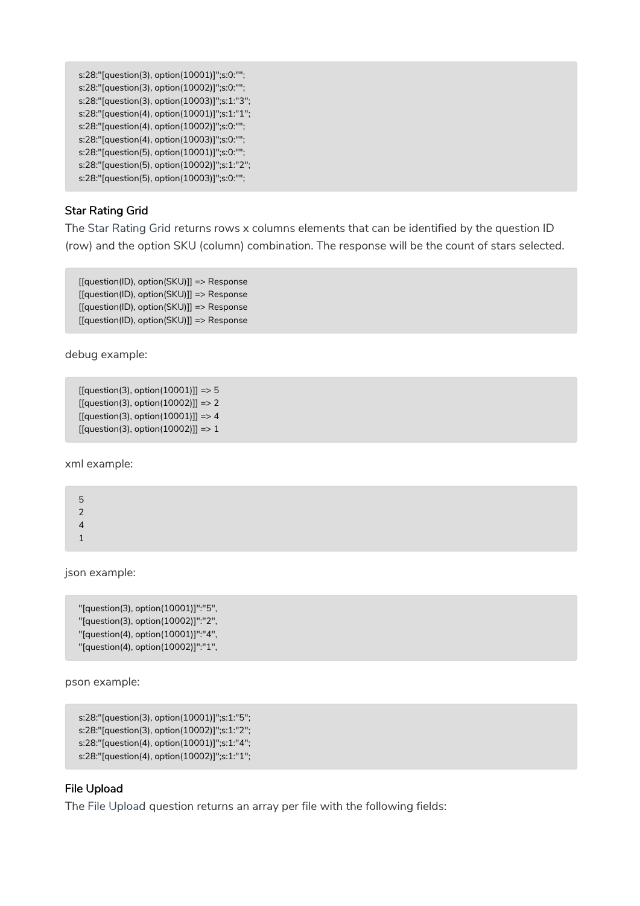```
s:28:"[question(3), option(10001)]";s:0:"";
s:28:"[question(3), option(10002)]";s:0:"";
s:28:"[question(3), option(10003)]";s:1:"3";
s:28:"[question(4), option(10001)]";s:1:"1";
s:28:"[question(4), option(10002)]";s:0:"";
s:28:"[question(4), option(10003)]";s:0:"";
s:28:"[question(5), option(10001)]";s:0:"";
s:28:"[question(5), option(10002)]";s:1:"2";
s:28:"[question(5), option(10003)]";s:0:"";
```

### Star Rating Grid

The Star Rating Grid returns rows x columns elements that can be identified by the question ID (row) and the option SKU (column) combination. The response will be the count of stars selected.

```
[[question(ID), option(SKU)]] => Response
[[question(ID), option(SKU)]] => Response
[[question(ID), option(SKU)]] => Response
[[question(ID), option(SKU)]] => Response
```

debug example:

```
[[question(3), option(10001)]] => 5
[[question(3), option(10002)]] => 2
[[question(3), option(10001)]] => 4
[[question(3), option(10002)]] => 1
```

xml example:

```
5
2
4
1
```

json example:

```
"[question(3), option(10001)]":"5",
"[question(3), option(10002)]":"2",
"[question(4), option(10001)]":"4",
"[question(4), option(10002)]":"1",
```

pson example:

```
s:28:"[question(3), option(10001)]";s:1:"5";
s:28:"[question(3), option(10002)]";s:1:"2";
s:28:"[question(4), option(10001)]";s:1:"4";
s:28:"[question(4), option(10002)]";s:1:"1";
```

### File Upload

The File Upload question returns an array per file with the following fields: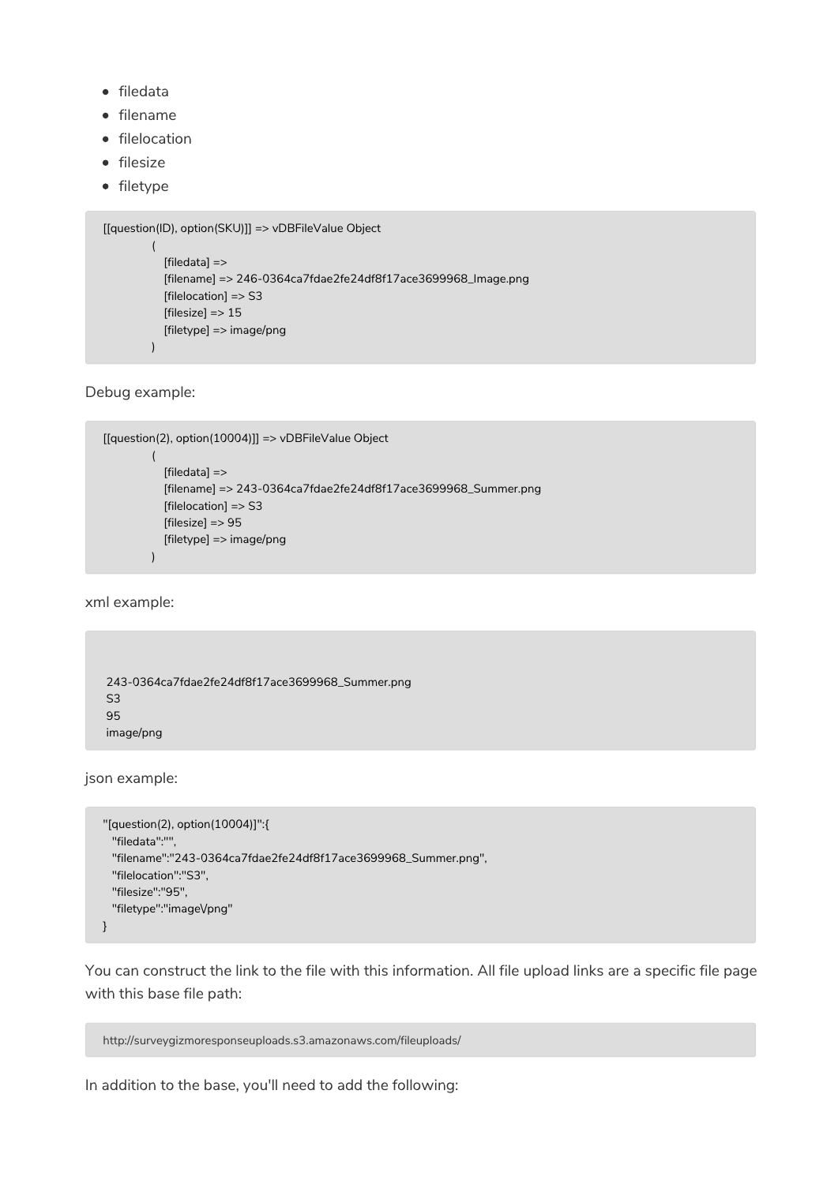- filedata
- filename
- filelocation
- filesize
- filetype

```
[[question(ID), option(SKU)]] => vDBFileValue Object
            (
                [filedata] =>
                [filename] => 246-0364ca7fdae2fe24df8f17ace3699968_Image.png
                [filelocation] => S3
                [filesize] => 15
                [filetype] => image/png
            )
```

Debug example:

```
[[question(2), option(10004)]] => vDBFileValue Object
            (
                [filedata] =>
                [filename] => 243-0364ca7fdae2fe24df8f17ace3699968_Summer.png
                [filelocation] => S3
                [filesize] => 95
                [filetype] => image/png
            )
```

xml example:

```


 243-0364ca7fdae2fe24df8f17ace3699968_Summer.png
 S3
 95
 image/png
```

json example:

```
"[question(2), option(10004)]":{
   "filedata":"",
   "filename":"243-0364ca7fdae2fe24df8f17ace3699968_Summer.png",
   "filelocation":"S3",
   "filesize":"95",
   "filetype":"image\/png"
}
```

You can construct the link to the file with this information. All file upload links are a specific file page with this base file path:

```
http://surveygizmoresponseuploads.s3.amazonaws.com/fileuploads/
```

In addition to the base, you'll need to add the following: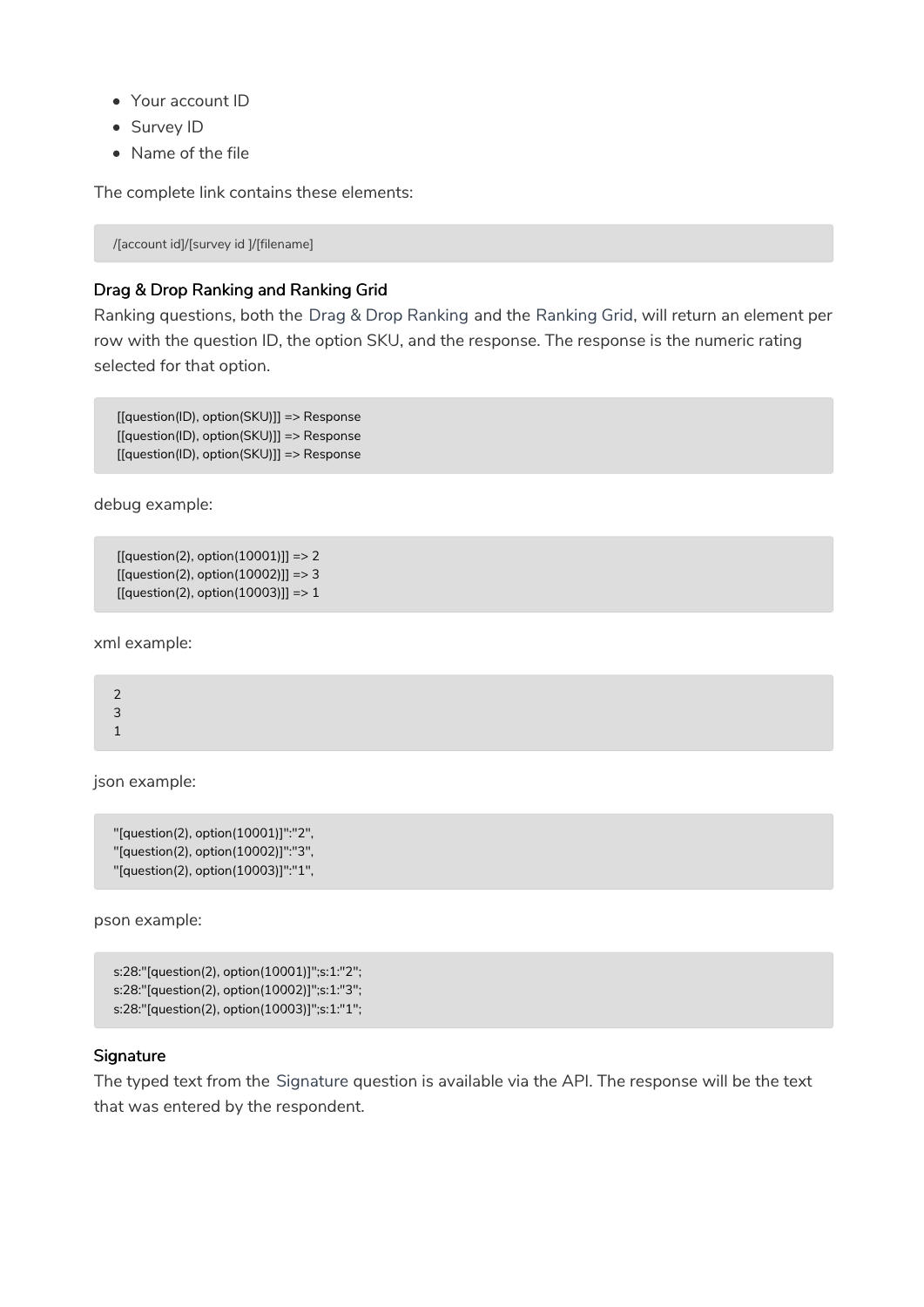- Your account ID
- Survey ID
- Name of the file

The complete link contains these elements:

```
/[account id]/[survey id ]/[filename]
```

### Drag & Drop Ranking and Ranking Grid

Ranking questions, both the Drag & Drop Ranking and the Ranking Grid, will return an element per row with the question ID, the option SKU, and the response. The response is the numeric rating selected for that option.

```
[[question(ID), option(SKU)]] => Response
[[question(ID), option(SKU)]] => Response
[[question(ID), option(SKU)]] => Response
```

debug example:

```
[[question(2), option(10001)]] => 2
[[question(2), option(10002)]] => 3
[[question(2), option(10003)]] => 1
```

xml example:

```
2
3
1
```

json example:

```
"[question(2), option(10001)]":"2",
"[question(2), option(10002)]":"3",
"[question(2), option(10003)]":"1",
```

pson example:

```
s:28:"[question(2), option(10001)]";s:1:"2";
s:28:"[question(2), option(10002)]";s:1:"3";
s:28:"[question(2), option(10003)]";s:1:"1";
```

### Signature

The typed text from the Signature question is available via the API. The response will be the text that was entered by the respondent.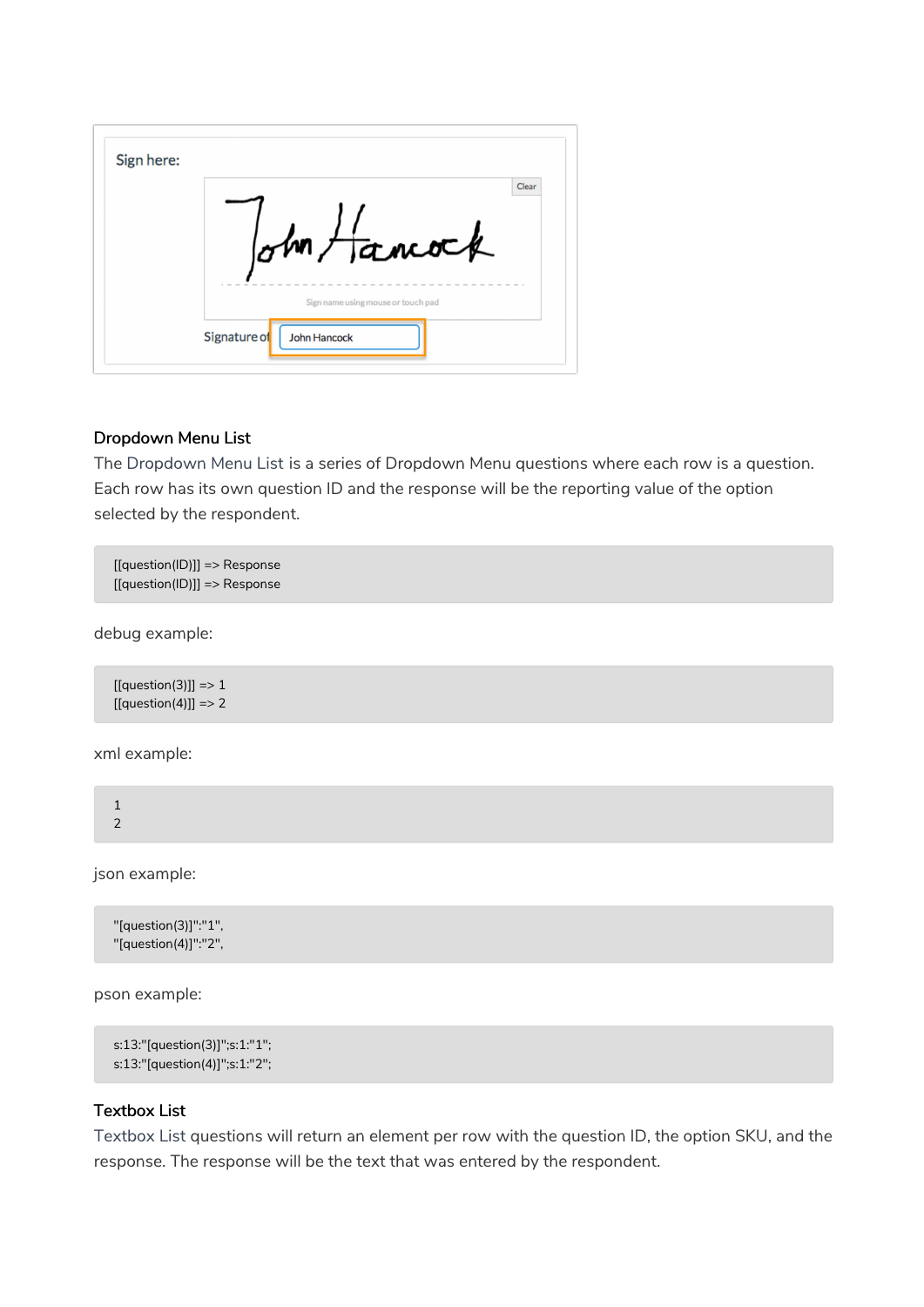### Dropdown Menu List

The Dropdown Menu List is a series of Dropdown Menu questions where each row is a question. Each row has its own question ID and the response will be the reporting value of the option selected by the respondent.

```
[[question(ID)]] => Response
[[question(ID)]] => Response
```

debug example:

```
[[question(3)]] => 1
[[question(4)]] => 2
```

xml example:

```
1
2
```

json example:

```
"[question(3)]":"1",
"[question(4)]":"2",
```

pson example:

```
s:13:"[question(3)]";s:1:"1";
s:13:"[question(4)]";s:1:"2";
```

### Textbox List

Textbox List questions will return an element per row with the question ID, the option SKU, and the response. The response will be the text that was entered by the respondent.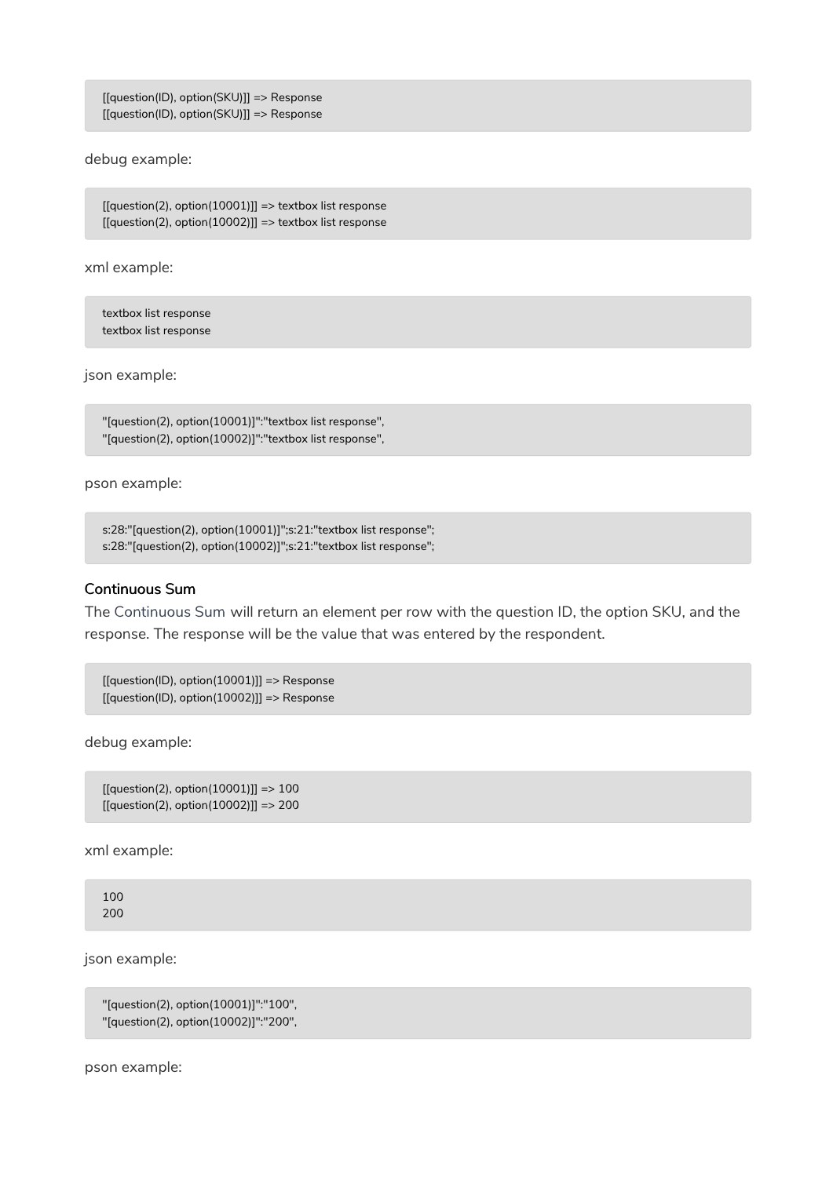```
[[question(ID), option(SKU)]] => Response
[[question(ID), option(SKU)]] => Response
```

debug example:

```
[[question(2), option(10001)]] => textbox list response
[[question(2), option(10002)]] => textbox list response
```

xml example:

```
textbox list response
textbox list response
```

json example:

```
"[question(2), option(10001)]":"textbox list response",
"[question(2), option(10002)]":"textbox list response",
```

pson example:

```
s:28:"[question(2), option(10001)]";s:21:"textbox list response";
s:28:"[question(2), option(10002)]";s:21:"textbox list response";
```

#### Continuous Sum

The Continuous Sum will return an element per row with the question ID, the option SKU, and the response. The response will be the value that was entered by the respondent.

```
[[question(ID), option(10001)]] => Response
[[question(ID), option(10002)]] => Response
```

debug example:

```
[[question(2), option(10001)]] => 100
[[question(2), option(10002)]] => 200
```

xml example:

```
100
200
```

json example:

```
"[question(2), option(10001)]":"100",
"[question(2), option(10002)]":"200",
```

pson example: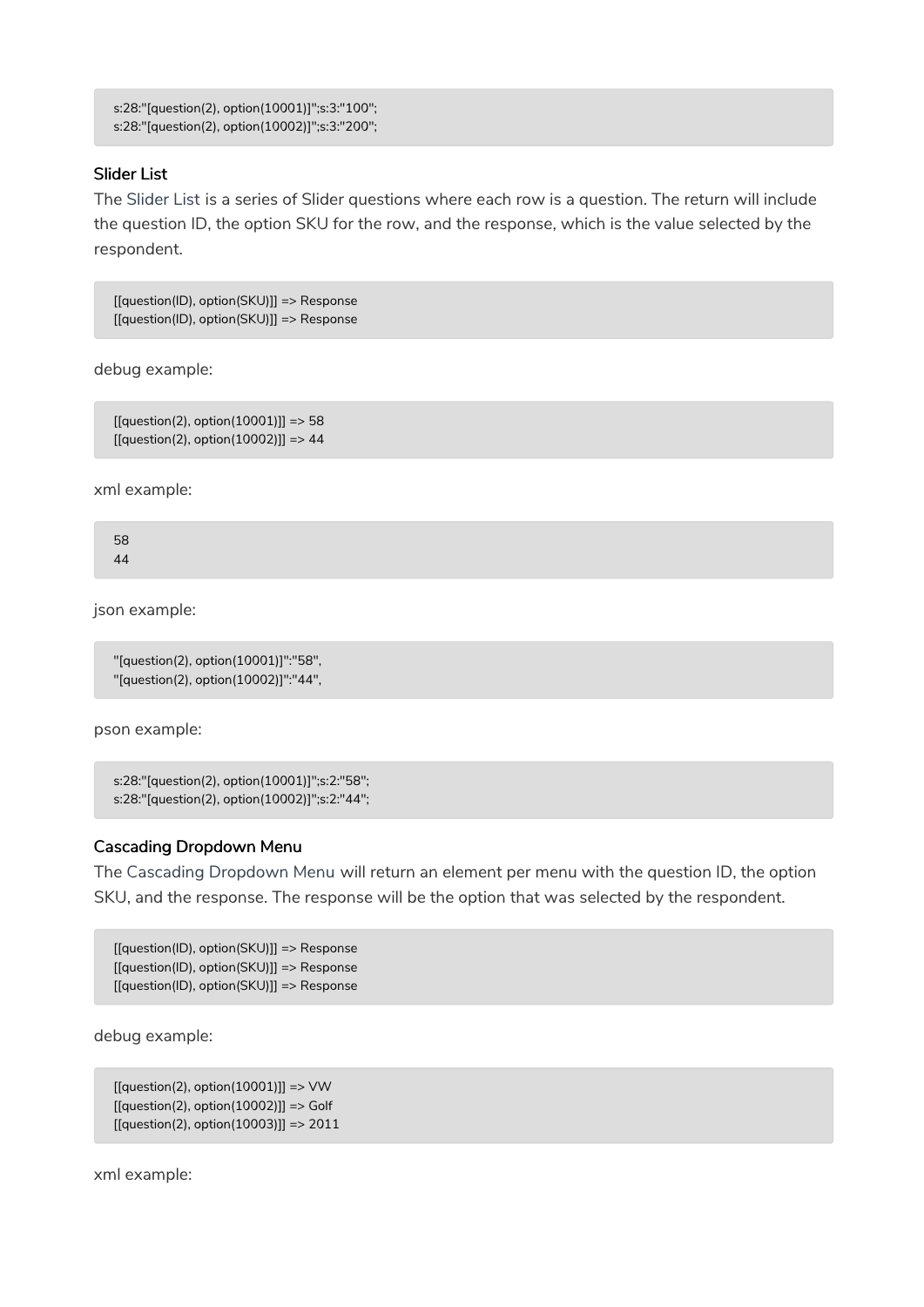```
s:28:"[question(2), option(10001)]";s:3:"100";
s:28:"[question(2), option(10002)]";s:3:"200";
```

### Slider List

The Slider List is a series of Slider questions where each row is a question. The return will include the question ID, the option SKU for the row, and the response, which is the value selected by the respondent.

```
[[question(ID), option(SKU)]] => Response
[[question(ID), option(SKU)]] => Response
```

debug example:

```
[[question(2), option(10001)]] => 58
[[question(2), option(10002)]] => 44
```

xml example:

```
58
44
```

json example:

```
"[question(2), option(10001)]":"58",
"[question(2), option(10002)]":"44",
```

pson example:

```
s:28:"[question(2), option(10001)]";s:2:"58";
s:28:"[question(2), option(10002)]";s:2:"44";
```

### Cascading Dropdown Menu

The Cascading Dropdown Menu will return an element per menu with the question ID, the option SKU, and the response. The response will be the option that was selected by the respondent.

```
[[question(ID), option(SKU)]] => Response
[[question(ID), option(SKU)]] => Response
[[question(ID), option(SKU)]] => Response
```

debug example:

```
[[question(2), option(10001)]] => VW
[[question(2), option(10002)]] => Golf
[[question(2), option(10003)]] => 2011
```

xml example: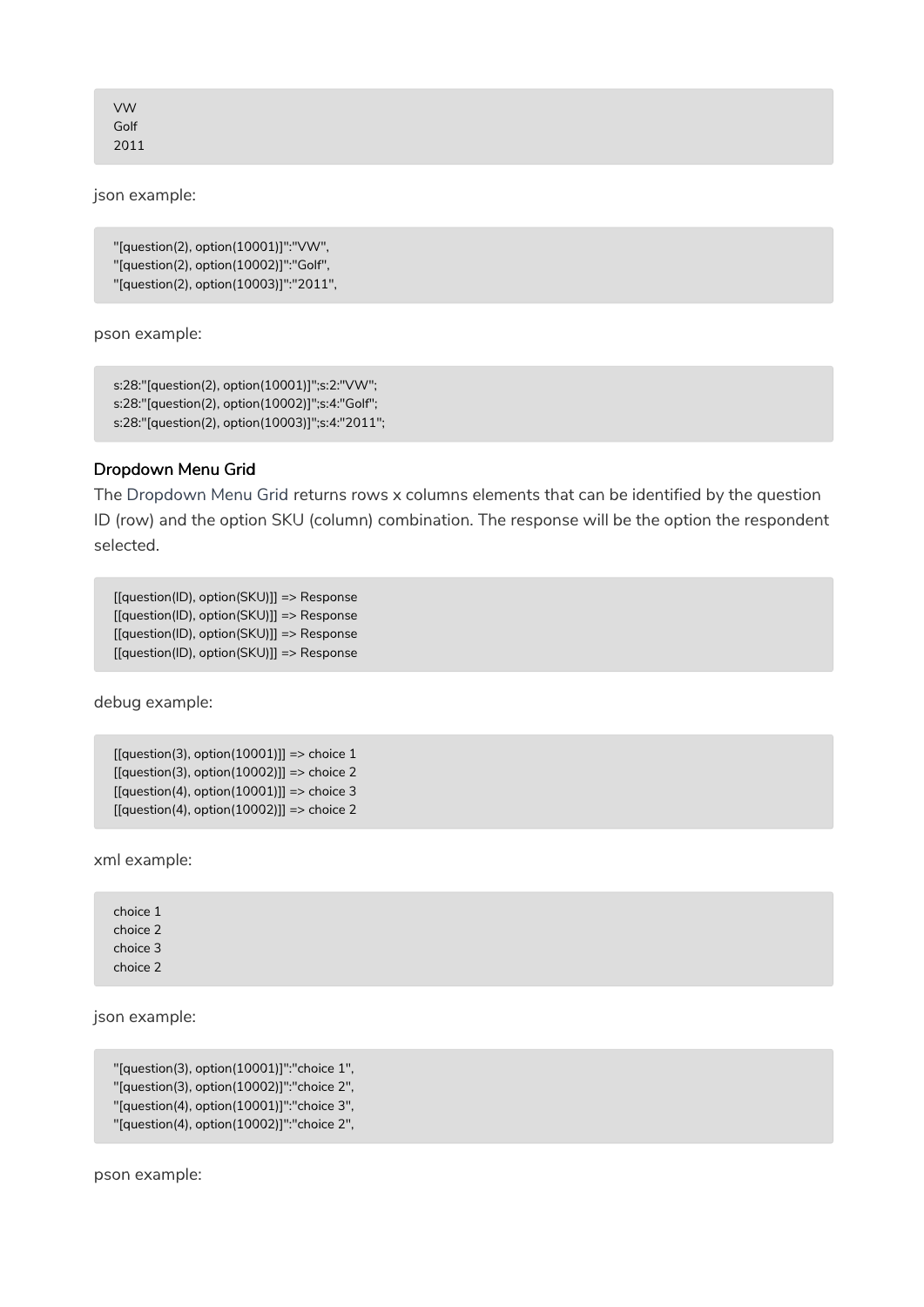```
VW
Golf
2011
```

json example:

```
"[question(2), option(10001)]":"VW",
"[question(2), option(10002)]":"Golf",
"[question(2), option(10003)]":"2011",
```

pson example:

```
s:28:"[question(2), option(10001)]";s:2:"VW";
s:28:"[question(2), option(10002)]";s:4:"Golf";
s:28:"[question(2), option(10003)]";s:4:"2011";
```

### Dropdown Menu Grid

The Dropdown Menu Grid returns rows x columns elements that can be identified by the question ID (row) and the option SKU (column) combination. The response will be the option the respondent selected.

```
[[question(ID), option(SKU)]] => Response
[[question(ID), option(SKU)]] => Response
[[question(ID), option(SKU)]] => Response
[[question(ID), option(SKU)]] => Response
```

debug example:

```
[[question(3), option(10001)]] => choice 1
[[question(3), option(10002)]] => choice 2
[[question(4), option(10001)]] => choice 3
[[question(4), option(10002)]] => choice 2
```

xml example:

```
choice 1
choice 2
choice 3
choice 2
```

json example:

```
"[question(3), option(10001)]":"choice 1",
"[question(3), option(10002)]":"choice 2",
"[question(4), option(10001)]":"choice 3",
"[question(4), option(10002)]":"choice 2",
```

pson example: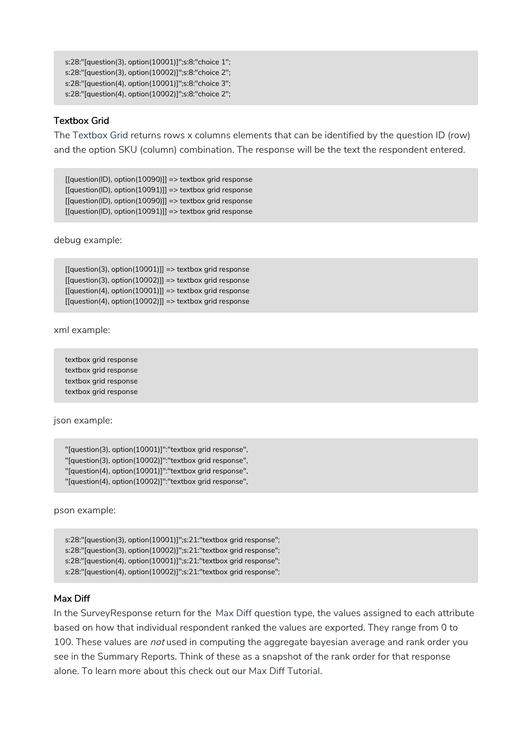```
s:28:"[question(3), option(10001)]";s:8:"choice 1";
s:28:"[question(3), option(10002)]";s:8:"choice 2";
s:28:"[question(4), option(10001)]";s:8:"choice 3";
s:28:"[question(4), option(10002)]";s:8:"choice 2";
```

### Textbox Grid

The Textbox Grid returns rows x columns elements that can be identified by the question ID (row) and the option SKU (column) combination. The response will be the text the respondent entered.

```
[[question(ID), option(10090)]] => textbox grid response
[[question(ID), option(10091)]] => textbox grid response
[[question(ID), option(10090)]] => textbox grid response
[[question(ID), option(10091)]] => textbox grid response
```

debug example:

```
[[question(3), option(10001)]] => textbox grid response
[[question(3), option(10002)]] => textbox grid response
[[question(4), option(10001)]] => textbox grid response
[[question(4), option(10002)]] => textbox grid response
```

xml example:

```
textbox grid response
textbox grid response
textbox grid response
textbox grid response
```

json example:

```
"[question(3), option(10001)]":"textbox grid response",
"[question(3), option(10002)]":"textbox grid response",
"[question(4), option(10001)]":"textbox grid response",
"[question(4), option(10002)]":"textbox grid response",
```

pson example:

```
s:28:"[question(3), option(10001)]";s:21:"textbox grid response";
s:28:"[question(3), option(10002)]";s:21:"textbox grid response";
s:28:"[question(4), option(10001)]";s:21:"textbox grid response";
s:28:"[question(4), option(10002)]";s:21:"textbox grid response";
```

### Max Diff

In the SurveyResponse return for the Max Diff question type, the values assigned to each attribute based on how that individual respondent ranked the values are exported. They range from 0 to 100. These values are *not* used in computing the aggregate bayesian average and rank order you see in the Summary Reports. Think of these as a snapshot of the rank order for that response alone. To learn more about this check out our Max Diff Tutorial.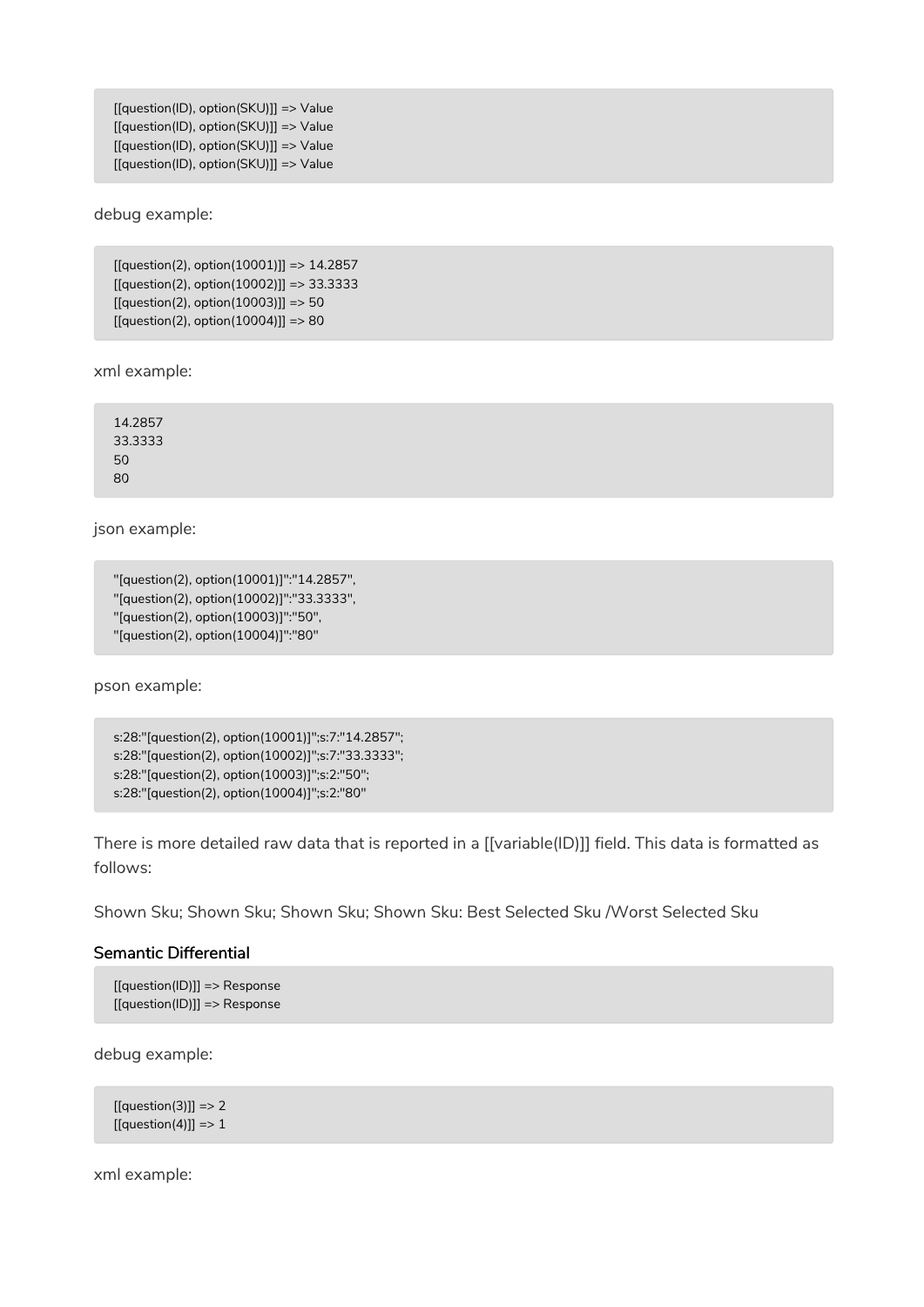```
[[question(ID), option(SKU)]] => Value
[[question(ID), option(SKU)]] => Value
[[question(ID), option(SKU)]] => Value
[[question(ID), option(SKU)]] => Value
```

debug example:

```
[[question(2), option(10001)]] => 14.2857
[[question(2), option(10002)]] => 33.3333
[[question(2), option(10003)]] => 50
[[question(2), option(10004)]] => 80
```

xml example:

```
14.2857
33.3333
50
80
```

json example:

```
"[question(2), option(10001)]":"14.2857",
"[question(2), option(10002)]":"33.3333",
"[question(2), option(10003)]":"50",
"[question(2), option(10004)]":"80"
```

pson example:

```
s:28:"[question(2), option(10001)]";s:7:"14.2857";
s:28:"[question(2), option(10002)]";s:7:"33.3333";
s:28:"[question(2), option(10003)]";s:2:"50";
s:28:"[question(2), option(10004)]";s:2:"80"
```

There is more detailed raw data that is reported in a [[variable(ID)]] field. This data is formatted as follows:

Shown Sku; Shown Sku; Shown Sku; Shown Sku: Best Selected Sku /Worst Selected Sku

### Semantic Differential

```
[[question(ID)]] => Response
[[question(ID)]] => Response
```

debug example:

```
[[question(3)]] => 2
[[question(4)]] => 1
```

xml example: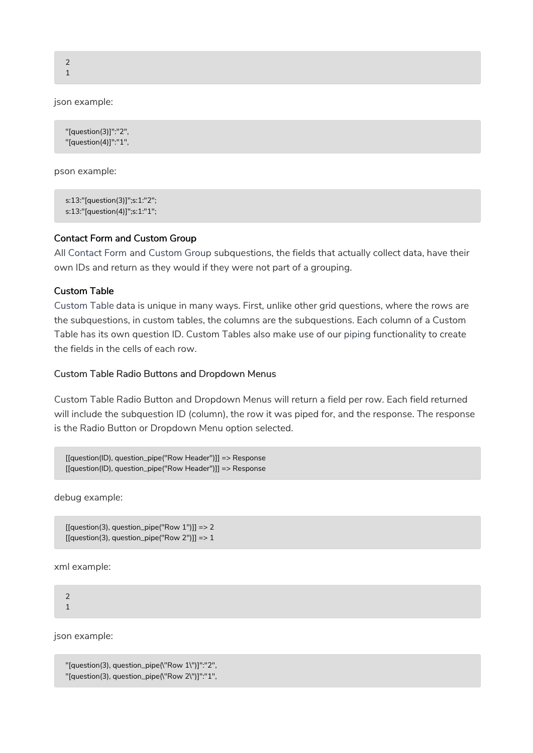```
2
1
```

json example:

```
"[question(3)]":"2",
"[question(4)]":"1",
```

pson example:

```
s:13:"[question(3)]";s:1:"2";
s:13:"[question(4)]";s:1:"1";
```

#### Contact Form and Custom Group

All Contact Form and Custom Group subquestions, the fields that actually collect data, have their own IDs and return as they would if they were not part of a grouping.

#### Custom Table

Custom Table data is unique in many ways. First, unlike other grid questions, where the rows are the subquestions, in custom tables, the columns are the subquestions. Each column of a Custom Table has its own question ID. Custom Tables also make use of our piping functionality to create the fields in the cells of each row.

##### Custom Table Radio Buttons and Dropdown Menus

Custom Table Radio Button and Dropdown Menus will return a field per row. Each field returned will include the subquestion ID (column), the row it was piped for, and the response. The response is the Radio Button or Dropdown Menu option selected.

```
[[question(ID), question_pipe("Row Header")]] => Response
[[question(ID), question_pipe("Row Header")]] => Response
```

debug example:

```
[[question(3), question_pipe("Row 1")]] => 2
[[question(3), question_pipe("Row 2")]] => 1
```

xml example:

```
2
1
```

json example:

```
"[question(3), question_pipe(\"Row 1\")]":"2",
"[question(3), question_pipe(\"Row 2\")]":"1",
```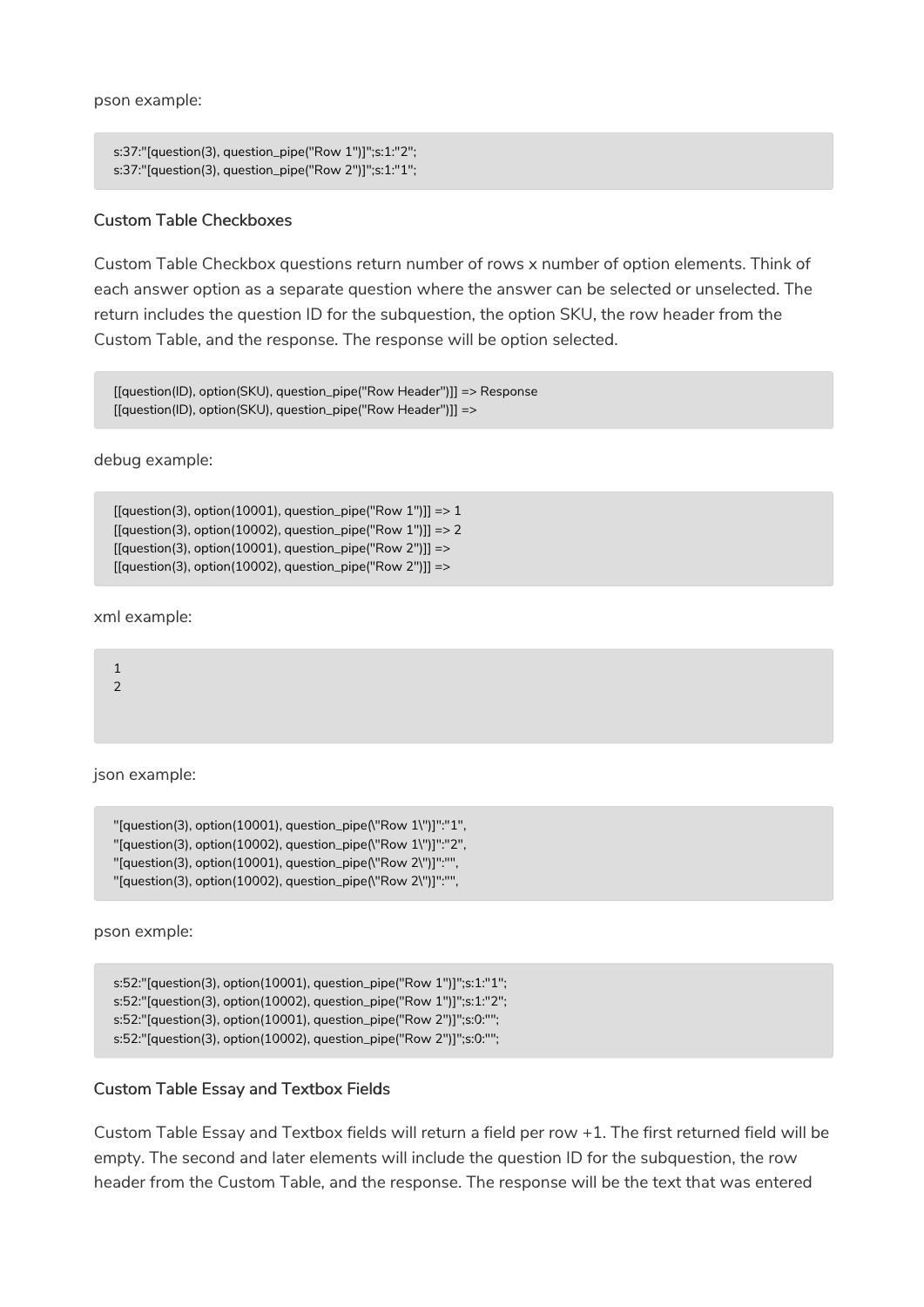pson example:

```
s:37:"[question(3), question_pipe("Row 1")]";s:1:"2";
s:37:"[question(3), question_pipe("Row 2")]";s:1:"1";
```

#### Custom Table Checkboxes

Custom Table Checkbox questions return number of rows x number of option elements. Think of each answer option as a separate question where the answer can be selected or unselected. The return includes the question ID for the subquestion, the option SKU, the row header from the Custom Table, and the response. The response will be option selected.

```
[[question(ID), option(SKU), question_pipe("Row Header")]] => Response
[[question(ID), option(SKU), question_pipe("Row Header")]] =>
```

debug example:

```
[[question(3), option(10001), question_pipe("Row 1")]] => 1
[[question(3), option(10002), question_pipe("Row 1")]] => 2
[[question(3), option(10001), question_pipe("Row 2")]] =>
[[question(3), option(10002), question_pipe("Row 2")]] =>
```

xml example:

```
1
2
```

json example:

```
"[question(3), option(10001), question_pipe(\"Row 1\")]":"1",
"[question(3), option(10002), question_pipe(\"Row 1\")]":"2",
"[question(3), option(10001), question_pipe(\"Row 2\")]":"",
"[question(3), option(10002), question_pipe(\"Row 2\")]":"",
```

pson exmple:

```
s:52:"[question(3), option(10001), question_pipe("Row 1")]";s:1:"1";
s:52:"[question(3), option(10002), question_pipe("Row 1")]";s:1:"2";
s:52:"[question(3), option(10001), question_pipe("Row 2")]";s:0:"";
s:52:"[question(3), option(10002), question_pipe("Row 2")]";s:0:"";
```

#### Custom Table Essay and Textbox Fields

Custom Table Essay and Textbox fields will return a field per row +1. The first returned field will be empty. The second and later elements will include the question ID for the subquestion, the row header from the Custom Table, and the response. The response will be the text that was entered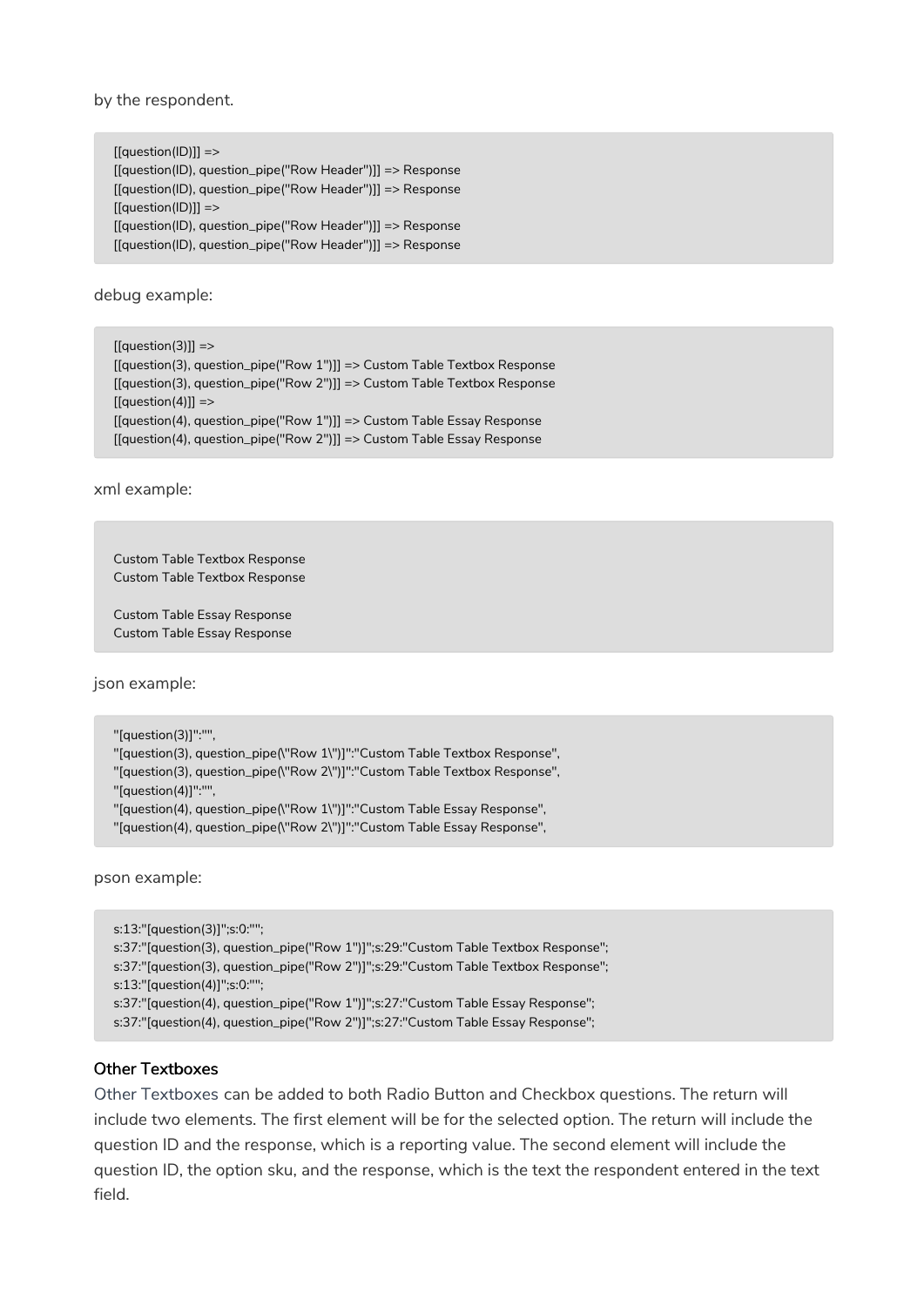by the respondent.

```
[[question(ID)]] =>
[[question(ID), question_pipe("Row Header")]] => Response
[[question(ID), question_pipe("Row Header")]] => Response
[[question(ID)]] =>
[[question(ID), question_pipe("Row Header")]] => Response
[[question(ID), question_pipe("Row Header")]] => Response
```

debug example:

```
[[question(3)]] =>
[[question(3), question_pipe("Row 1")]] => Custom Table Textbox Response
[[question(3), question_pipe("Row 2")]] => Custom Table Textbox Response
[[question(4)]] =>
[[question(4), question_pipe("Row 1")]] => Custom Table Essay Response
[[question(4), question_pipe("Row 2")]] => Custom Table Essay Response
```

xml example:

```

Custom Table Textbox Response
Custom Table Textbox Response

Custom Table Essay Response
Custom Table Essay Response
```

json example:

```
"[question(3)]":"",
"[question(3), question_pipe(\"Row 1\")]":"Custom Table Textbox Response",
"[question(3), question_pipe(\"Row 2\")]":"Custom Table Textbox Response",
"[question(4)]":"",
"[question(4), question_pipe(\"Row 1\")]":"Custom Table Essay Response",
"[question(4), question_pipe(\"Row 2\")]":"Custom Table Essay Response",
```

pson example:

```
s:13:"[question(3)]";s:0:"";
s:37:"[question(3), question_pipe("Row 1")]";s:29:"Custom Table Textbox Response";
s:37:"[question(3), question_pipe("Row 2")]";s:29:"Custom Table Textbox Response";
s:13:"[question(4)]";s:0:"";
s:37:"[question(4), question_pipe("Row 1")]";s:27:"Custom Table Essay Response";
s:37:"[question(4), question_pipe("Row 2")]";s:27:"Custom Table Essay Response";
```

#### Other Textboxes

Other Textboxes can be added to both Radio Button and Checkbox questions. The return will include two elements. The first element will be for the selected option. The return will include the question ID and the response, which is a reporting value. The second element will include the question ID, the option sku, and the response, which is the text the respondent entered in the text field.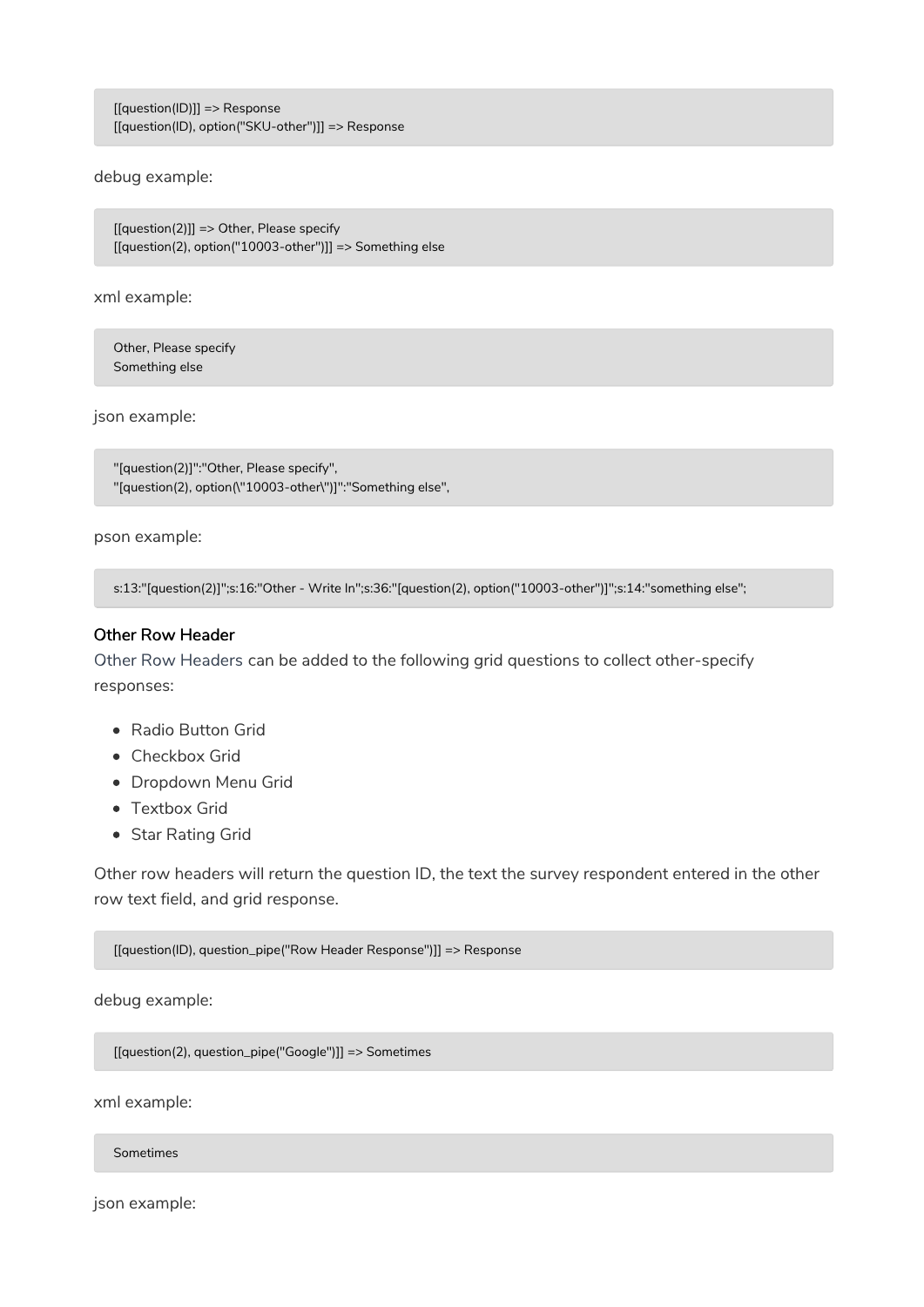```
[[question(ID)]] => Response
[[question(ID), option("SKU-other")]] => Response
```

debug example:

```
[[question(2)]] => Other, Please specify
[[question(2), option("10003-other")]] => Something else
```

xml example:

```
Other, Please specify
Something else
```

json example:

```
"[question(2)]":"Other, Please specify",
"[question(2), option(\"10003-other\")]":"Something else",
```

pson example:

```
s:13:"[question(2)]";s:16:"Other - Write In";s:36:"[question(2), option("10003-other")]";s:14:"something else";
```

### Other Row Header

Other Row Headers can be added to the following grid questions to collect other-specify responses:

- Radio Button Grid
- Checkbox Grid
- Dropdown Menu Grid
- Textbox Grid
- Star Rating Grid

Other row headers will return the question ID, the text the survey respondent entered in the other row text field, and grid response.

```
[[question(ID), question_pipe("Row Header Response")]] => Response
```

debug example:

```
[[question(2), question_pipe("Google")]] => Sometimes
```

xml example:

```
Sometimes
```

json example: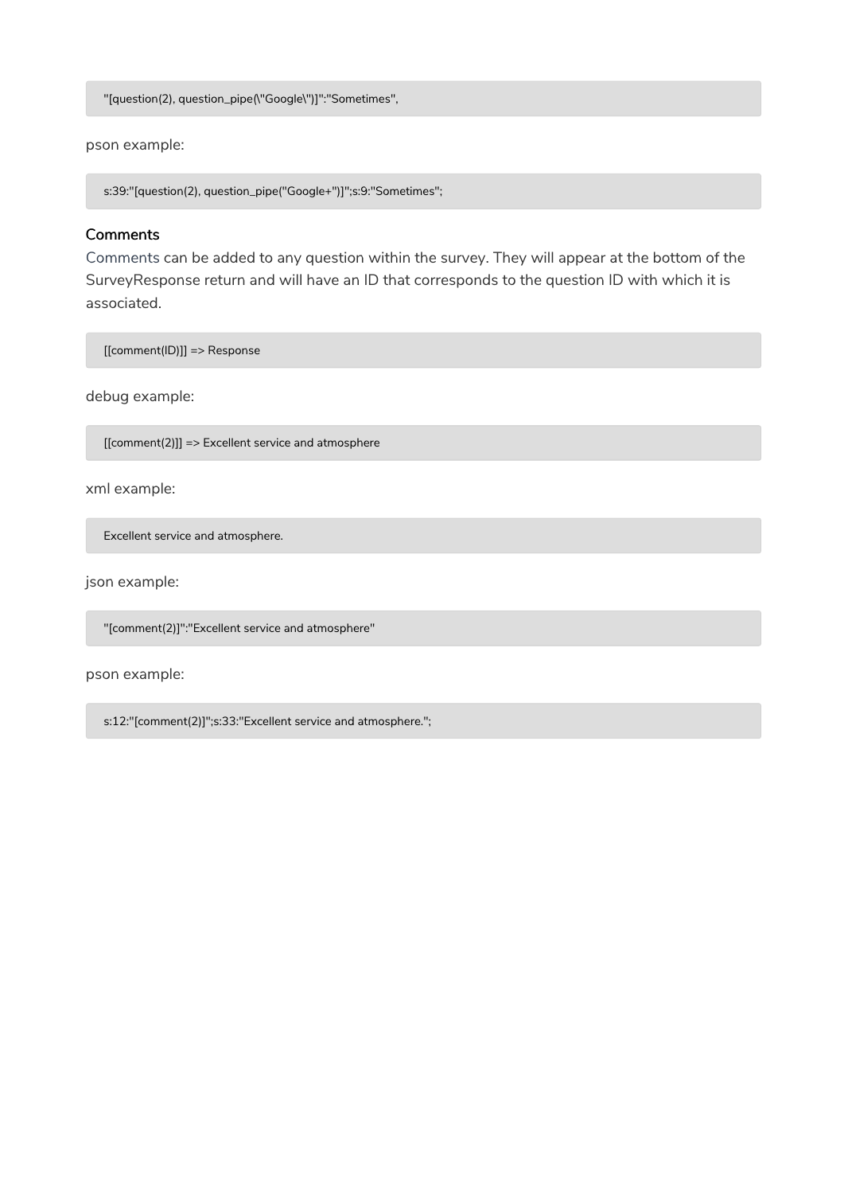```
"[question(2), question_pipe(\"Google\")]":"Sometimes",
```

pson example:

```
s:39:"[question(2), question_pipe("Google+")]";s:9:"Sometimes";
```

#### Comments

Comments can be added to any question within the survey. They will appear at the bottom of the SurveyResponse return and will have an ID that corresponds to the question ID with which it is associated.

```
[[comment(ID)]] => Response
```

debug example:

```
[[comment(2)]] => Excellent service and atmosphere
```

xml example:

```
Excellent service and atmosphere.
```

json example:

```
"[comment(2)]":"Excellent service and atmosphere"
```

pson example:

```
s:12:"[comment(2)]";s:33:"Excellent service and atmosphere.";
```